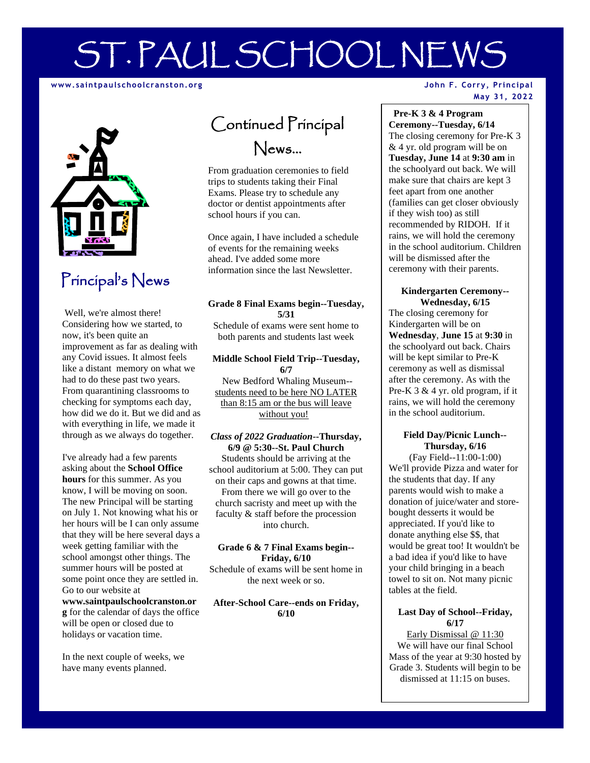# ST. PAUL SCHOOL NEWS

**www.saintpaulschoolcranston.org**

**John F. Corry, Principal**

**May 31, 2022**

## Principal's News

Well, we're almost there! Considering how we started, to now, it's been quite an improvement as far as dealing with any Covid issues. It almost feels like a distant memory on what we had to do these past two years. From quarantining classrooms to checking for symptoms each day, how did we do it. But we did and as with everything in life, we made it through as we always do together.

I've already had a few parents asking about the **School Office hours** for this summer. As you know, I will be moving on soon. The new Principal will be starting on July 1. Not knowing what his or her hours will be I can only assume that they will be here several days a week getting familiar with the school amongst other things. The summer hours will be posted at some point once they are settled in. Go to our website at **www.saintpaulschoolcranston.org** for the calendar of days the office will be open or closed due to holidays or vacation time.

In the next couple of weeks, we have many events planned.

## Continued Principal News...

From graduation ceremonies to field trips to students taking their Final Exams. Please try to schedule any doctor or dentist appointments after school hours if you can.

Once again, I have included a schedule of events for the remaining weeks ahead. I've added some more information since the last Newsletter.

**Grade 8 Final Exams begin--Tuesday, 5/31**

Schedule of exams were sent home to both parents and students last week

**Middle School Field Trip--Tuesday, 6/7**

New Bedford Whaling Museum--students need to be here NO LATER than 8:15 am or the bus will leave without you!

***Class of 2022 Graduation*--Thursday, 6/9 @ 5:30--St. Paul Church**

Students should be arriving at the school auditorium at 5:00. They can put on their caps and gowns at that time. From there we will go over to the church sacristy and meet up with the faculty & staff before the procession into church.

**Grade 6 & 7 Final Exams begin--Friday, 6/10**

Schedule of exams will be sent home in the next week or so.

**After-School Care--ends on Friday, 6/10**

**Pre-K 3 & 4 Program Ceremony--Tuesday, 6/14**

The closing ceremony for Pre-K 3 & 4 yr. old program will be on **Tuesday, June 14** at **9:30 am** in the schoolyard out back. We will make sure that chairs are kept 3 feet apart from one another (families can get closer obviously if they wish too) as still recommended by RIDOH. If it rains, we will hold the ceremony in the school auditorium. Children will be dismissed after the ceremony with their parents.

**Kindergarten Ceremony--Wednesday, 6/15**

The closing ceremony for Kindergarten will be on **Wednesday**, **June 15** at **9:30** in the schoolyard out back. Chairs will be kept similar to Pre-K ceremony as well as dismissal after the ceremony. As with the Pre-K 3 & 4 yr. old program, if it rains, we will hold the ceremony in the school auditorium.

**Field Day/Picnic Lunch--Thursday, 6/16**

(Fay Field--11:00-1:00)

We'll provide Pizza and water for the students that day. If any parents would wish to make a donation of juice/water and store-bought desserts it would be appreciated. If you'd like to donate anything else $$, that would be great too! It wouldn't be a bad idea if you'd like to have your child bringing in a beach towel to sit on. Not many picnic tables at the field.

**Last Day of School--Friday, 6/17**

Early Dismissal @ 11:30

We will have our final School Mass of the year at 9:30 hosted by Grade 3. Students will begin to be dismissed at 11:15 on buses.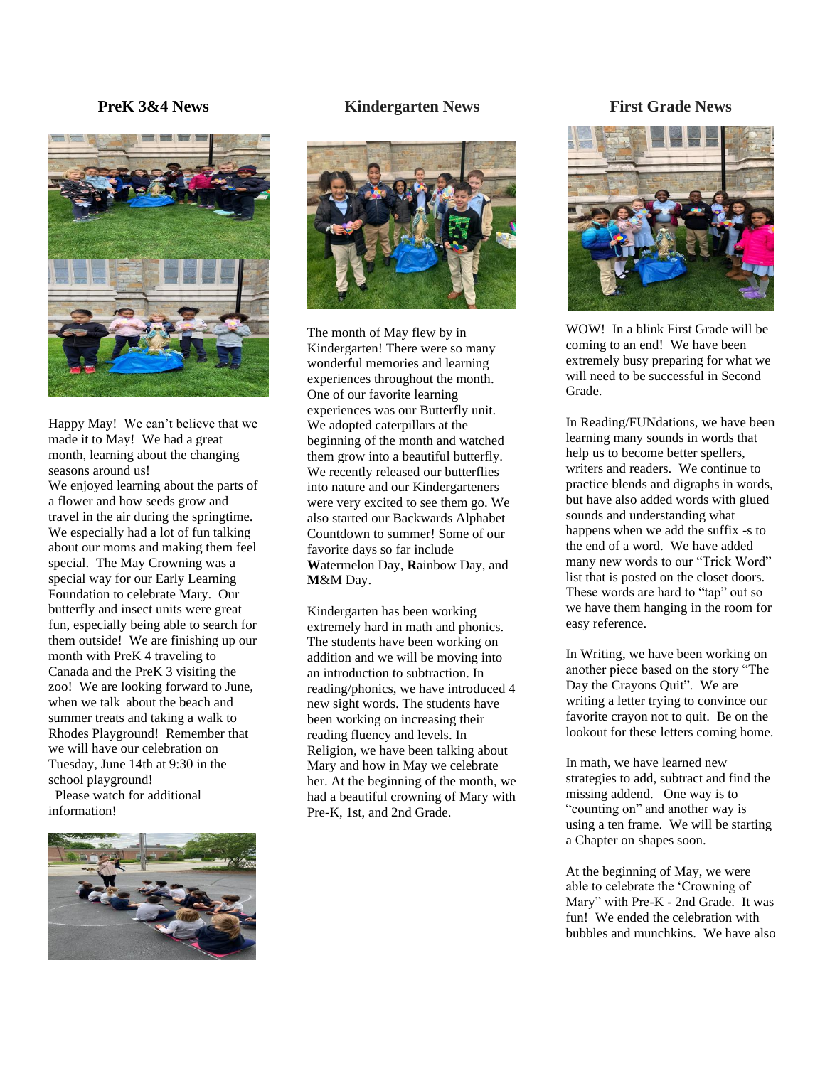## PreK 3&4 News

Happy May! We can't believe that we made it to May! We had a great month, learning about the changing seasons around us!

We enjoyed learning about the parts of a flower and how seeds grow and travel in the air during the springtime. We especially had a lot of fun talking about our moms and making them feel special. The May Crowning was a special way for our Early Learning Foundation to celebrate Mary. Our butterfly and insect units were great fun, especially being able to search for them outside! We are finishing up our month with PreK 4 traveling to Canada and the PreK 3 visiting the zoo! We are looking forward to June, when we talk about the beach and summer treats and taking a walk to Rhodes Playground! Remember that we will have our celebration on Tuesday, June 14th at 9:30 in the school playground!

Please watch for additional information!

## Kindergarten News

The month of May flew by in Kindergarten! There were so many wonderful memories and learning experiences throughout the month. One of our favorite learning experiences was our Butterfly unit. We adopted caterpillars at the beginning of the month and watched them grow into a beautiful butterfly. We recently released our butterflies into nature and our Kindergarteners were very excited to see them go. We also started our Backwards Alphabet Countdown to summer! Some of our favorite days so far include **W**atermelon Day, **R**ainbow Day, and **M**&M Day.

Kindergarten has been working extremely hard in math and phonics. The students have been working on addition and we will be moving into an introduction to subtraction. In reading/phonics, we have introduced 4 new sight words. The students have been working on increasing their reading fluency and levels. In Religion, we have been talking about Mary and how in May we celebrate her. At the beginning of the month, we had a beautiful crowning of Mary with Pre-K, 1st, and 2nd Grade.

## First Grade News

WOW! In a blink First Grade will be coming to an end! We have been extremely busy preparing for what we will need to be successful in Second Grade.

In Reading/FUNdations, we have been learning many sounds in words that help us to become better spellers, writers and readers. We continue to practice blends and digraphs in words, but have also added words with glued sounds and understanding what happens when we add the suffix -s to the end of a word. We have added many new words to our "Trick Word" list that is posted on the closet doors. These words are hard to "tap" out so we have them hanging in the room for easy reference.

In Writing, we have been working on another piece based on the story "The Day the Crayons Quit". We are writing a letter trying to convince our favorite crayon not to quit. Be on the lookout for these letters coming home.

In math, we have learned new strategies to add, subtract and find the missing addend. One way is to "counting on" and another way is using a ten frame. We will be starting a Chapter on shapes soon.

At the beginning of May, we were able to celebrate the 'Crowning of Mary" with Pre-K - 2nd Grade. It was fun! We ended the celebration with bubbles and munchkins. We have also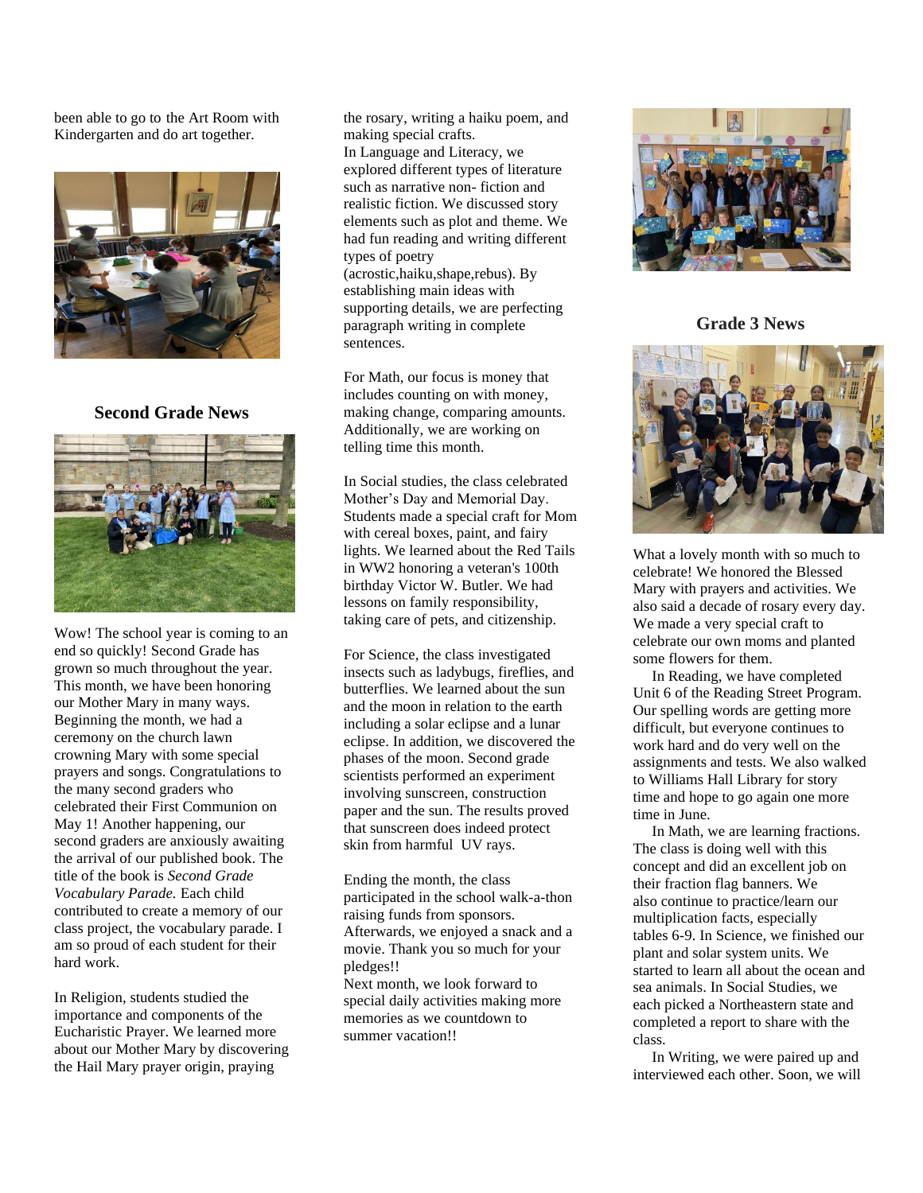been able to go to the Art Room with Kindergarten and do art together.

## Second Grade News

Wow! The school year is coming to an end so quickly! Second Grade has grown so much throughout the year. This month, we have been honoring our Mother Mary in many ways. Beginning the month, we had a ceremony on the church lawn crowning Mary with some special prayers and songs. Congratulations to the many second graders who celebrated their First Communion on May 1! Another happening, our second graders are anxiously awaiting the arrival of our published book. The title of the book is *Second Grade Vocabulary Parade.* Each child contributed to create a memory of our class project, the vocabulary parade. I am so proud of each student for their hard work.

In Religion, students studied the importance and components of the Eucharistic Prayer. We learned more about our Mother Mary by discovering the Hail Mary prayer origin, praying the rosary, writing a haiku poem, and making special crafts.
In Language and Literacy, we explored different types of literature such as narrative non- fiction and realistic fiction. We discussed story elements such as plot and theme. We had fun reading and writing different types of poetry (acrostic,haiku,shape,rebus). By establishing main ideas with supporting details, we are perfecting paragraph writing in complete sentences.

For Math, our focus is money that includes counting on with money, making change, comparing amounts. Additionally, we are working on telling time this month.

In Social studies, the class celebrated Mother's Day and Memorial Day. Students made a special craft for Mom with cereal boxes, paint, and fairy lights. We learned about the Red Tails in WW2 honoring a veteran's 100th birthday Victor W. Butler. We had lessons on family responsibility, taking care of pets, and citizenship.

For Science, the class investigated insects such as ladybugs, fireflies, and butterflies. We learned about the sun and the moon in relation to the earth including a solar eclipse and a lunar eclipse. In addition, we discovered the phases of the moon. Second grade scientists performed an experiment involving sunscreen, construction paper and the sun. The results proved that sunscreen does indeed protect skin from harmful UV rays.

Ending the month, the class participated in the school walk-a-thon raising funds from sponsors. Afterwards, we enjoyed a snack and a movie. Thank you so much for your pledges!!
Next month, we look forward to special daily activities making more memories as we countdown to summer vacation!!

## Grade 3 News

What a lovely month with so much to celebrate! We honored the Blessed Mary with prayers and activities. We also said a decade of rosary every day. We made a very special craft to celebrate our own moms and planted some flowers for them.

In Reading, we have completed Unit 6 of the Reading Street Program. Our spelling words are getting more difficult, but everyone continues to work hard and do very well on the assignments and tests. We also walked to Williams Hall Library for story time and hope to go again one more time in June.

In Math, we are learning fractions. The class is doing well with this concept and did an excellent job on their fraction flag banners. We also continue to practice/learn our multiplication facts, especially tables 6-9. In Science, we finished our plant and solar system units. We started to learn all about the ocean and sea animals. In Social Studies, we each picked a Northeastern state and completed a report to share with the class.

In Writing, we were paired up and interviewed each other. Soon, we will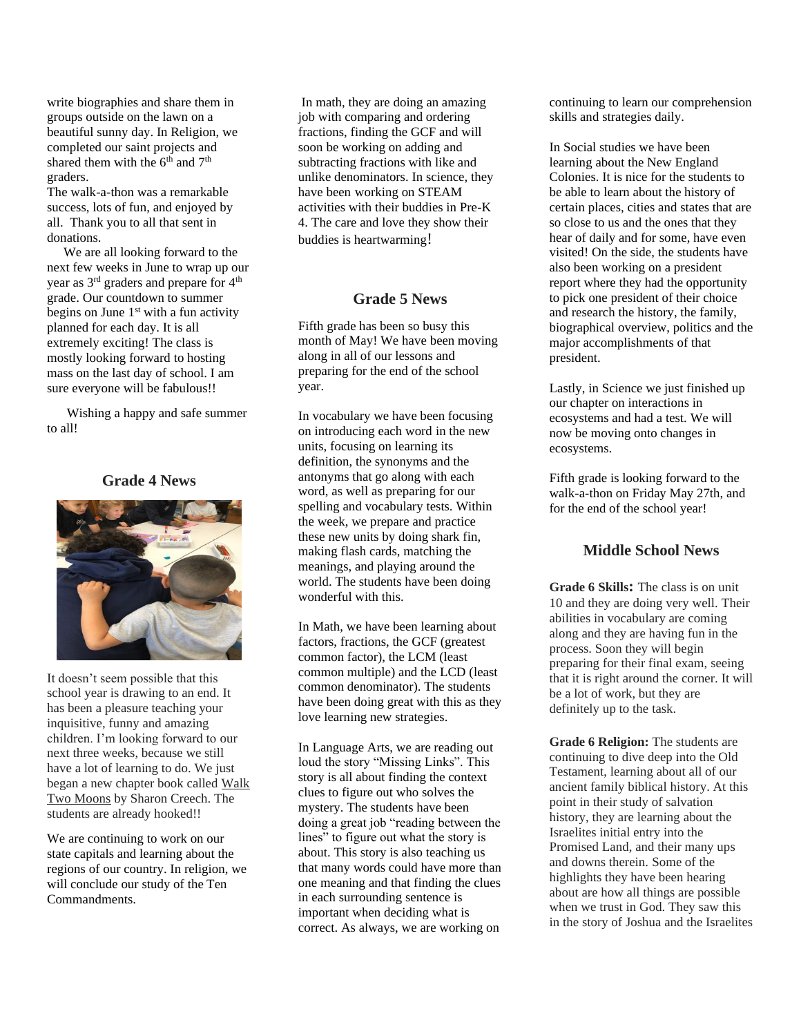write biographies and share them in groups outside on the lawn on a beautiful sunny day. In Religion, we completed our saint projects and shared them with the 6th and 7th graders.

The walk-a-thon was a remarkable success, lots of fun, and enjoyed by all. Thank you to all that sent in donations.

We are all looking forward to the next few weeks in June to wrap up our year as 3rd graders and prepare for 4th grade. Our countdown to summer begins on June 1st with a fun activity planned for each day. It is all extremely exciting! The class is mostly looking forward to hosting mass on the last day of school. I am sure everyone will be fabulous!!

Wishing a happy and safe summer to all!

## Grade 4 News

It doesn't seem possible that this school year is drawing to an end. It has been a pleasure teaching your inquisitive, funny and amazing children. I'm looking forward to our next three weeks, because we still have a lot of learning to do. We just began a new chapter book called Walk Two Moons by Sharon Creech. The students are already hooked!!

We are continuing to work on our state capitals and learning about the regions of our country. In religion, we will conclude our study of the Ten Commandments.

In math, they are doing an amazing job with comparing and ordering fractions, finding the GCF and will soon be working on adding and subtracting fractions with like and unlike denominators. In science, they have been working on STEAM activities with their buddies in Pre-K 4. The care and love they show their buddies is heartwarming!

## Grade 5 News

Fifth grade has been so busy this month of May! We have been moving along in all of our lessons and preparing for the end of the school year.

In vocabulary we have been focusing on introducing each word in the new units, focusing on learning its definition, the synonyms and the antonyms that go along with each word, as well as preparing for our spelling and vocabulary tests. Within the week, we prepare and practice these new units by doing shark fin, making flash cards, matching the meanings, and playing around the world. The students have been doing wonderful with this.

In Math, we have been learning about factors, fractions, the GCF (greatest common factor), the LCM (least common multiple) and the LCD (least common denominator). The students have been doing great with this as they love learning new strategies.

In Language Arts, we are reading out loud the story "Missing Links". This story is all about finding the context clues to figure out who solves the mystery. The students have been doing a great job "reading between the lines" to figure out what the story is about. This story is also teaching us that many words could have more than one meaning and that finding the clues in each surrounding sentence is important when deciding what is correct. As always, we are working on continuing to learn our comprehension skills and strategies daily.

In Social studies we have been learning about the New England Colonies. It is nice for the students to be able to learn about the history of certain places, cities and states that are so close to us and the ones that they hear of daily and for some, have even visited! On the side, the students have also been working on a president report where they had the opportunity to pick one president of their choice and research the history, the family, biographical overview, politics and the major accomplishments of that president.

Lastly, in Science we just finished up our chapter on interactions in ecosystems and had a test. We will now be moving onto changes in ecosystems.

Fifth grade is looking forward to the walk-a-thon on Friday May 27th, and for the end of the school year!

## Middle School News

**Grade 6 Skills:** The class is on unit 10 and they are doing very well. Their abilities in vocabulary are coming along and they are having fun in the process. Soon they will begin preparing for their final exam, seeing that it is right around the corner. It will be a lot of work, but they are definitely up to the task.

**Grade 6 Religion:** The students are continuing to dive deep into the Old Testament, learning about all of our ancient family biblical history. At this point in their study of salvation history, they are learning about the Israelites initial entry into the Promised Land, and their many ups and downs therein. Some of the highlights they have been hearing about are how all things are possible when we trust in God. They saw this in the story of Joshua and the Israelites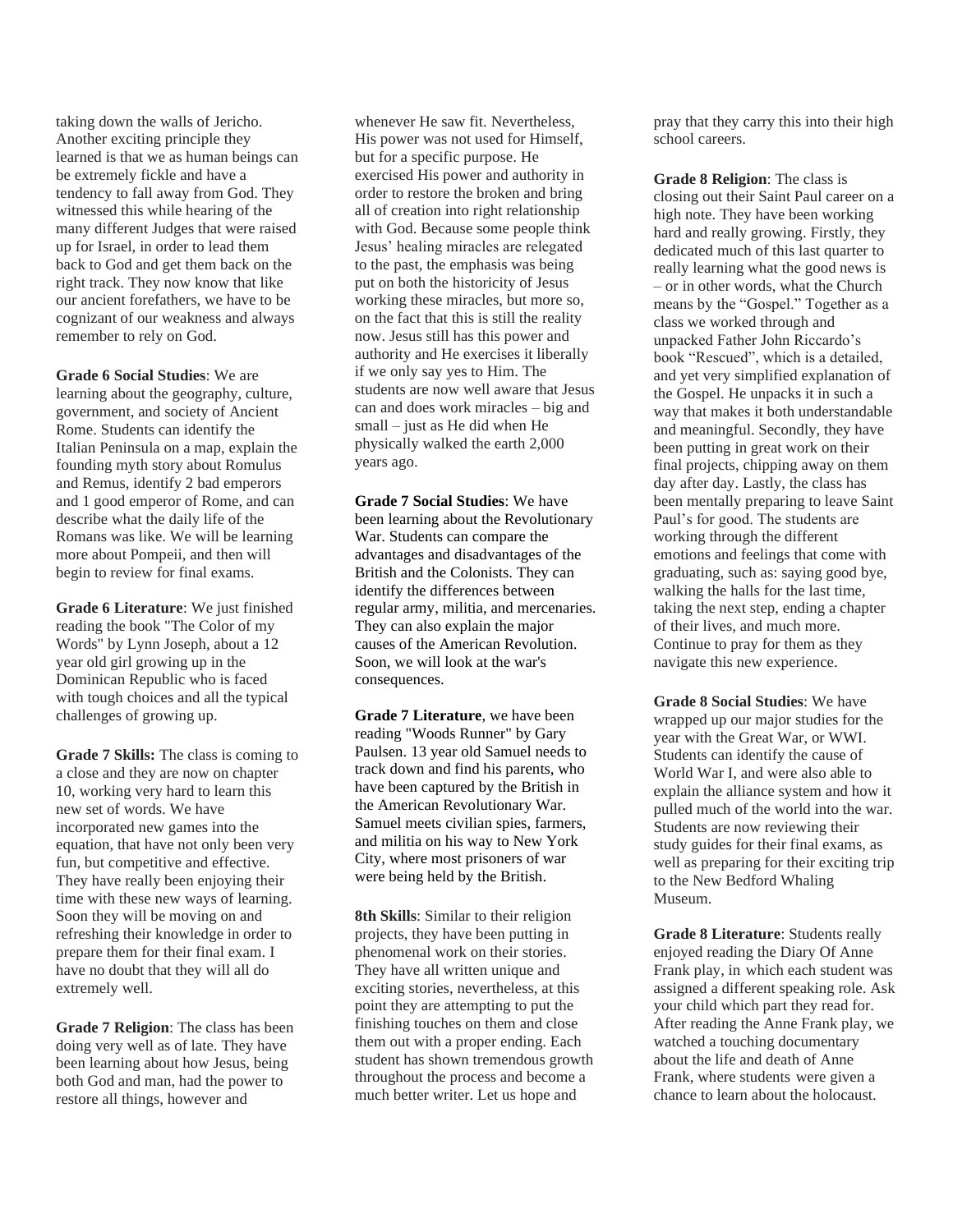taking down the walls of Jericho. Another exciting principle they learned is that we as human beings can be extremely fickle and have a tendency to fall away from God. They witnessed this while hearing of the many different Judges that were raised up for Israel, in order to lead them back to God and get them back on the right track. They now know that like our ancient forefathers, we have to be cognizant of our weakness and always remember to rely on God.

**Grade 6 Social Studies**: We are learning about the geography, culture, government, and society of Ancient Rome. Students can identify the Italian Peninsula on a map, explain the founding myth story about Romulus and Remus, identify 2 bad emperors and 1 good emperor of Rome, and can describe what the daily life of the Romans was like. We will be learning more about Pompeii, and then will begin to review for final exams.

**Grade 6 Literature**: We just finished reading the book "The Color of my Words" by Lynn Joseph, about a 12 year old girl growing up in the Dominican Republic who is faced with tough choices and all the typical challenges of growing up.

**Grade 7 Skills:** The class is coming to a close and they are now on chapter 10, working very hard to learn this new set of words. We have incorporated new games into the equation, that have not only been very fun, but competitive and effective. They have really been enjoying their time with these new ways of learning. Soon they will be moving on and refreshing their knowledge in order to prepare them for their final exam. I have no doubt that they will all do extremely well.

**Grade 7 Religion**: The class has been doing very well as of late. They have been learning about how Jesus, being both God and man, had the power to restore all things, however and whenever He saw fit. Nevertheless, His power was not used for Himself, but for a specific purpose. He exercised His power and authority in order to restore the broken and bring all of creation into right relationship with God. Because some people think Jesus' healing miracles are relegated to the past, the emphasis was being put on both the historicity of Jesus working these miracles, but more so, on the fact that this is still the reality now. Jesus still has this power and authority and He exercises it liberally if we only say yes to Him. The students are now well aware that Jesus can and does work miracles – big and small – just as He did when He physically walked the earth 2,000 years ago.

**Grade 7 Social Studies**: We have been learning about the Revolutionary War. Students can compare the advantages and disadvantages of the British and the Colonists. They can identify the differences between regular army, militia, and mercenaries. They can also explain the major causes of the American Revolution. Soon, we will look at the war's consequences.

**Grade 7 Literature**, we have been reading "Woods Runner" by Gary Paulsen. 13 year old Samuel needs to track down and find his parents, who have been captured by the British in the American Revolutionary War. Samuel meets civilian spies, farmers, and militia on his way to New York City, where most prisoners of war were being held by the British.

**8th Skills**: Similar to their religion projects, they have been putting in phenomenal work on their stories. They have all written unique and exciting stories, nevertheless, at this point they are attempting to put the finishing touches on them and close them out with a proper ending. Each student has shown tremendous growth throughout the process and become a much better writer. Let us hope and pray that they carry this into their high school careers.

**Grade 8 Religion**: The class is closing out their Saint Paul career on a high note. They have been working hard and really growing. Firstly, they dedicated much of this last quarter to really learning what the good news is – or in other words, what the Church means by the "Gospel." Together as a class we worked through and unpacked Father John Riccardo's book "Rescued", which is a detailed, and yet very simplified explanation of the Gospel. He unpacks it in such a way that makes it both understandable and meaningful. Secondly, they have been putting in great work on their final projects, chipping away on them day after day. Lastly, the class has been mentally preparing to leave Saint Paul's for good. The students are working through the different emotions and feelings that come with graduating, such as: saying good bye, walking the halls for the last time, taking the next step, ending a chapter of their lives, and much more. Continue to pray for them as they navigate this new experience.

**Grade 8 Social Studies**: We have wrapped up our major studies for the year with the Great War, or WWI. Students can identify the cause of World War I, and were also able to explain the alliance system and how it pulled much of the world into the war. Students are now reviewing their study guides for their final exams, as well as preparing for their exciting trip to the New Bedford Whaling Museum.

**Grade 8 Literature**: Students really enjoyed reading the Diary Of Anne Frank play, in which each student was assigned a different speaking role. Ask your child which part they read for. After reading the Anne Frank play, we watched a touching documentary about the life and death of Anne Frank, where students were given a chance to learn about the holocaust.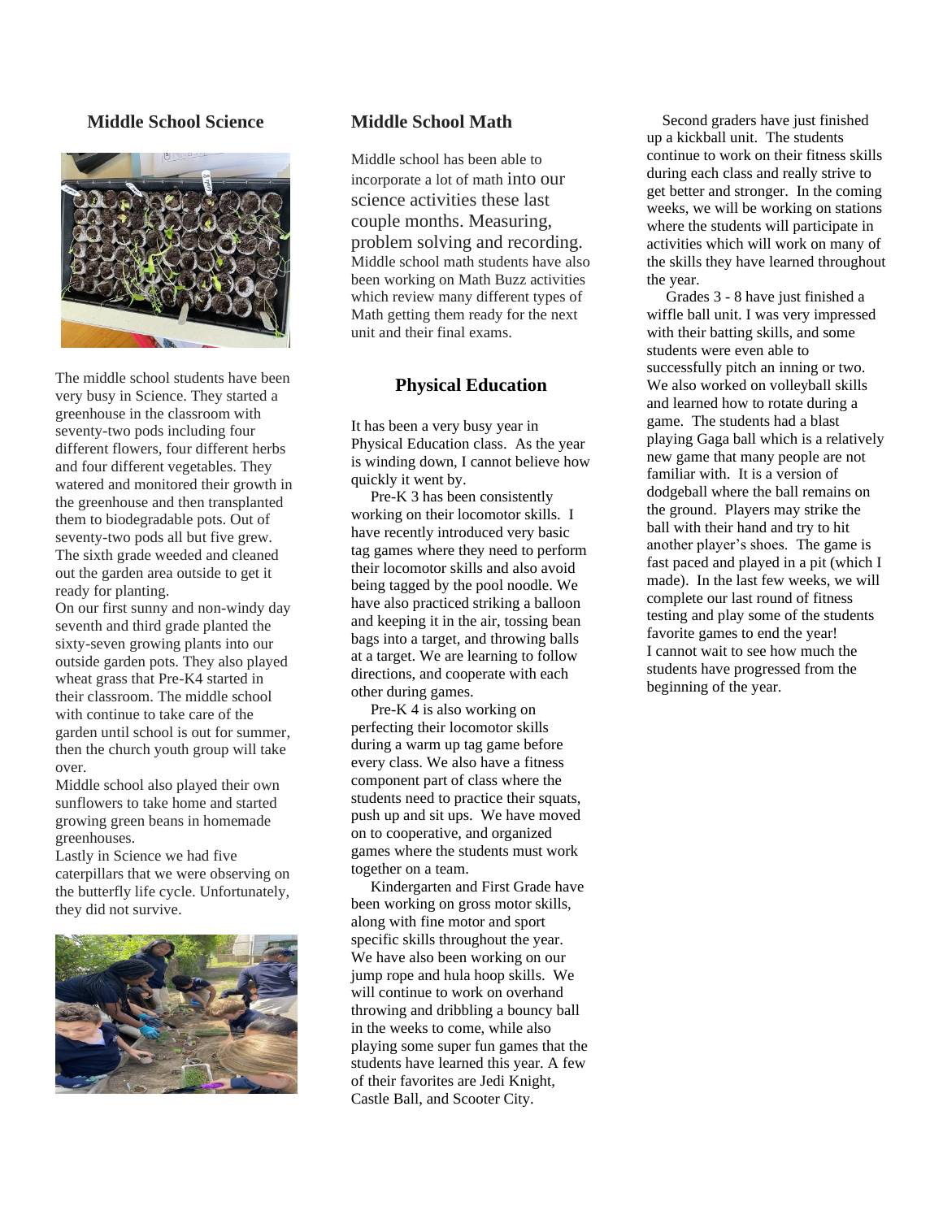## Middle School Science

The middle school students have been very busy in Science. They started a greenhouse in the classroom with seventy-two pods including four different flowers, four different herbs and four different vegetables. They watered and monitored their growth in the greenhouse and then transplanted them to biodegradable pots. Out of seventy-two pods all but five grew. The sixth grade weeded and cleaned out the garden area outside to get it ready for planting.

On our first sunny and non-windy day seventh and third grade planted the sixty-seven growing plants into our outside garden pots. They also played wheat grass that Pre-K4 started in their classroom. The middle school with continue to take care of the garden until school is out for summer, then the church youth group will take over.

Middle school also played their own sunflowers to take home and started growing green beans in homemade greenhouses.

Lastly in Science we had five caterpillars that we were observing on the butterfly life cycle. Unfortunately, they did not survive.

## Middle School Math

Middle school has been able to incorporate a lot of math into our science activities these last couple months. Measuring, problem solving and recording. Middle school math students have also been working on Math Buzz activities which review many different types of Math getting them ready for the next unit and their final exams.

## Physical Education

It has been a very busy year in Physical Education class. As the year is winding down, I cannot believe how quickly it went by.

Pre-K 3 has been consistently working on their locomotor skills. I have recently introduced very basic tag games where they need to perform their locomotor skills and also avoid being tagged by the pool noodle. We have also practiced striking a balloon and keeping it in the air, tossing bean bags into a target, and throwing balls at a target. We are learning to follow directions, and cooperate with each other during games.

Pre-K 4 is also working on perfecting their locomotor skills during a warm up tag game before every class. We also have a fitness component part of class where the students need to practice their squats, push up and sit ups. We have moved on to cooperative, and organized games where the students must work together on a team.

Kindergarten and First Grade have been working on gross motor skills, along with fine motor and sport specific skills throughout the year. We have also been working on our jump rope and hula hoop skills. We will continue to work on overhand throwing and dribbling a bouncy ball in the weeks to come, while also playing some super fun games that the students have learned this year. A few of their favorites are Jedi Knight, Castle Ball, and Scooter City.

Second graders have just finished up a kickball unit. The students continue to work on their fitness skills during each class and really strive to get better and stronger. In the coming weeks, we will be working on stations where the students will participate in activities which will work on many of the skills they have learned throughout the year.

Grades 3 - 8 have just finished a wiffle ball unit. I was very impressed with their batting skills, and some students were even able to successfully pitch an inning or two. We also worked on volleyball skills and learned how to rotate during a game. The students had a blast playing Gaga ball which is a relatively new game that many people are not familiar with. It is a version of dodgeball where the ball remains on the ground. Players may strike the ball with their hand and try to hit another player's shoes. The game is fast paced and played in a pit (which I made). In the last few weeks, we will complete our last round of fitness testing and play some of the students favorite games to end the year!

I cannot wait to see how much the students have progressed from the beginning of the year.